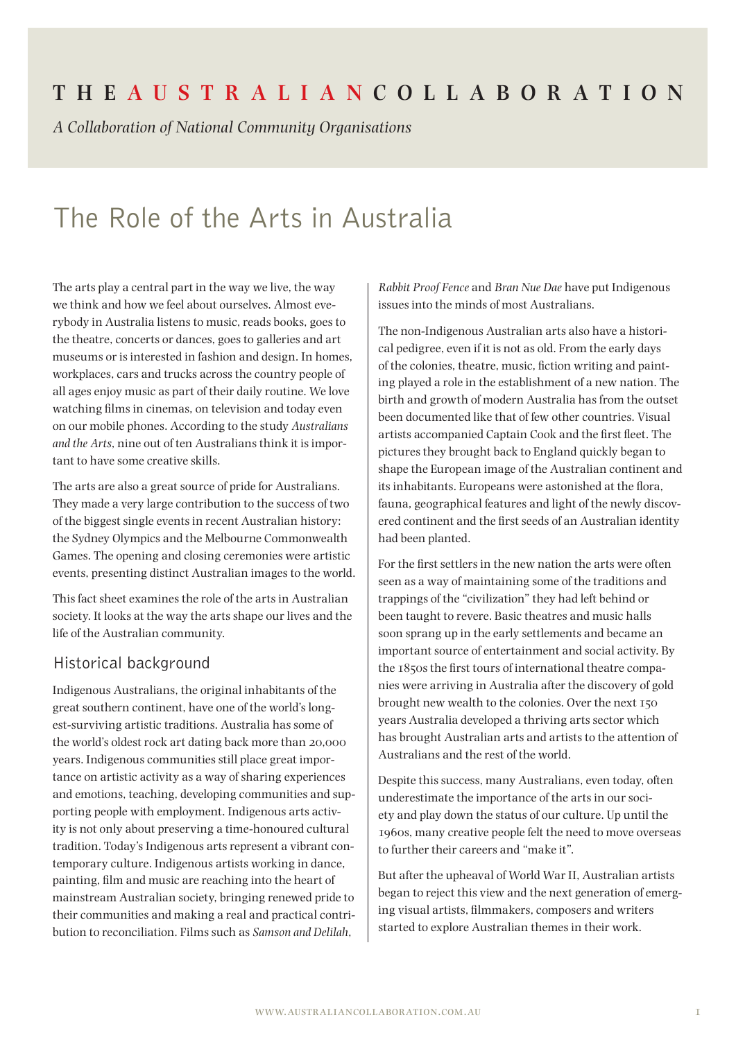THE **AUSTRALIAN** COLLABORATION

*A Collaboration of National Community Organisations*

# The Role of the Arts in Australia

The arts play a central part in the way we live, the way we think and how we feel about ourselves. Almost everybody in Australia listens to music, reads books, goes to the theatre, concerts or dances, goes to galleries and art museums or is interested in fashion and design. In homes, workplaces, cars and trucks across the country people of all ages enjoy music as part of their daily routine. We love watching films in cinemas, on television and today even on our mobile phones. According to the study *Australians and the Arts*, nine out of ten Australians think it is important to have some creative skills.

The arts are also a great source of pride for Australians. They made a very large contribution to the success of two of the biggest single events in recent Australian history: the Sydney Olympics and the Melbourne Commonwealth Games. The opening and closing ceremonies were artistic events, presenting distinct Australian images to the world.

This fact sheet examines the role of the arts in Australian society. It looks at the way the arts shape our lives and the life of the Australian community.

## Historical background

Indigenous Australians, the original inhabitants of the great southern continent, have one of the world's longest-surviving artistic traditions. Australia has some of the world's oldest rock art dating back more than 20,000 years. Indigenous communities still place great importance on artistic activity as a way of sharing experiences and emotions, teaching, developing communities and supporting people with employment. Indigenous arts activity is not only about preserving a time-honoured cultural tradition. Today's Indigenous arts represent a vibrant contemporary culture. Indigenous artists working in dance, painting, film and music are reaching into the heart of mainstream Australian society, bringing renewed pride to their communities and making a real and practical contribution to reconciliation. Films such as *Samson and Delilah*, *Rabbit Proof Fence* and *Bran Nue Dae* have put Indigenous issues into the minds of most Australians.

The non-Indigenous Australian arts also have a historical pedigree, even if it is not as old. From the early days of the colonies, theatre, music, fiction writing and painting played a role in the establishment of a new nation. The birth and growth of modern Australia has from the outset been documented like that of few other countries. Visual artists accompanied Captain Cook and the first fleet. The pictures they brought back to England quickly began to shape the European image of the Australian continent and its inhabitants. Europeans were astonished at the flora, fauna, geographical features and light of the newly discovered continent and the first seeds of an Australian identity had been planted.

For the first settlers in the new nation the arts were often seen as a way of maintaining some of the traditions and trappings of the "civilization" they had left behind or been taught to revere. Basic theatres and music halls soon sprang up in the early settlements and became an important source of entertainment and social activity. By the 1850s the first tours of international theatre companies were arriving in Australia after the discovery of gold brought new wealth to the colonies. Over the next 150 years Australia developed a thriving arts sector which has brought Australian arts and artists to the attention of Australians and the rest of the world.

Despite this success, many Australians, even today, often underestimate the importance of the arts in our society and play down the status of our culture. Up until the 1960s, many creative people felt the need to move overseas to further their careers and "make it".

But after the upheaval of World War II, Australian artists began to reject this view and the next generation of emerging visual artists, filmmakers, composers and writers started to explore Australian themes in their work.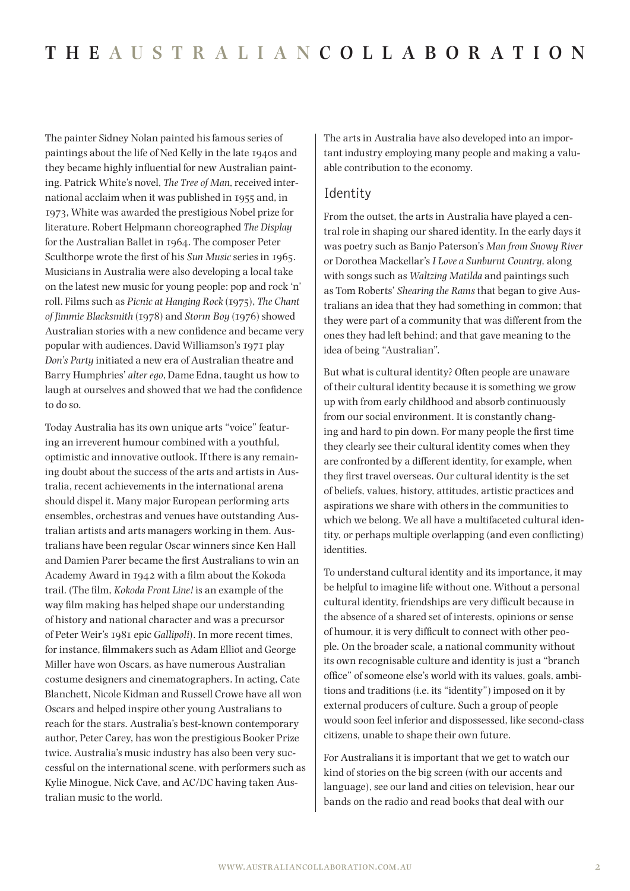The painter Sidney Nolan painted his famous series of paintings about the life of Ned Kelly in the late 1940s and they became highly influential for new Australian painting. Patrick White's novel, *The Tree of Man*, received international acclaim when it was published in 1955 and, in 1973, White was awarded the prestigious Nobel prize for literature. Robert Helpmann choreographed *The Display* for the Australian Ballet in 1964. The composer Peter Sculthorpe wrote the first of his *Sun Music* series in 1965. Musicians in Australia were also developing a local take on the latest new music for young people: pop and rock 'n' roll. Films such as *Picnic at Hanging Rock* (1975), *The Chant of Jimmie Blacksmith* (1978) and *Storm Boy* (1976) showed Australian stories with a new confidence and became very popular with audiences. David Williamson's 1971 play *Don's Party* initiated a new era of Australian theatre and Barry Humphries' *alter ego*, Dame Edna, taught us how to laugh at ourselves and showed that we had the confidence to do so.

Today Australia has its own unique arts "voice" featuring an irreverent humour combined with a youthful, optimistic and innovative outlook. If there is any remaining doubt about the success of the arts and artists in Australia, recent achievements in the international arena should dispel it. Many major European performing arts ensembles, orchestras and venues have outstanding Australian artists and arts managers working in them. Australians have been regular Oscar winners since Ken Hall and Damien Parer became the first Australians to win an Academy Award in 1942 with a film about the Kokoda trail. (The film, *Kokoda Front Line!* is an example of the way film making has helped shape our understanding of history and national character and was a precursor of Peter Weir's 1981 epic *Gallipoli*). In more recent times, for instance, filmmakers such as Adam Elliot and George Miller have won Oscars, as have numerous Australian costume designers and cinematographers. In acting, Cate Blanchett, Nicole Kidman and Russell Crowe have all won Oscars and helped inspire other young Australians to reach for the stars. Australia's best-known contemporary author, Peter Carey, has won the prestigious Booker Prize twice. Australia's music industry has also been very successful on the international scene, with performers such as Kylie Minogue, Nick Cave, and AC/DC having taken Australian music to the world.

The arts in Australia have also developed into an important industry employing many people and making a valuable contribution to the economy.

## Identity

From the outset, the arts in Australia have played a central role in shaping our shared identity. In the early days it was poetry such as Banjo Paterson's *Man from Snowy River* or Dorothea Mackellar's *I Love a Sunburnt Country*, along with songs such as *Waltzing Matilda* and paintings such as Tom Roberts' *Shearing the Rams* that began to give Australians an idea that they had something in common; that they were part of a community that was different from the ones they had left behind; and that gave meaning to the idea of being "Australian".

But what is cultural identity? Often people are unaware of their cultural identity because it is something we grow up with from early childhood and absorb continuously from our social environment. It is constantly changing and hard to pin down. For many people the first time they clearly see their cultural identity comes when they are confronted by a different identity, for example, when they first travel overseas. Our cultural identity is the set of beliefs, values, history, attitudes, artistic practices and aspirations we share with others in the communities to which we belong. We all have a multifaceted cultural identity, or perhaps multiple overlapping (and even conflicting) identities.

To understand cultural identity and its importance, it may be helpful to imagine life without one. Without a personal cultural identity, friendships are very difficult because in the absence of a shared set of interests, opinions or sense of humour, it is very difficult to connect with other people. On the broader scale, a national community without its own recognisable culture and identity is just a "branch office" of someone else's world with its values, goals, ambitions and traditions (i.e. its "identity") imposed on it by external producers of culture. Such a group of people would soon feel inferior and dispossessed, like second-class citizens, unable to shape their own future.

For Australians it is important that we get to watch our kind of stories on the big screen (with our accents and language), see our land and cities on television, hear our bands on the radio and read books that deal with our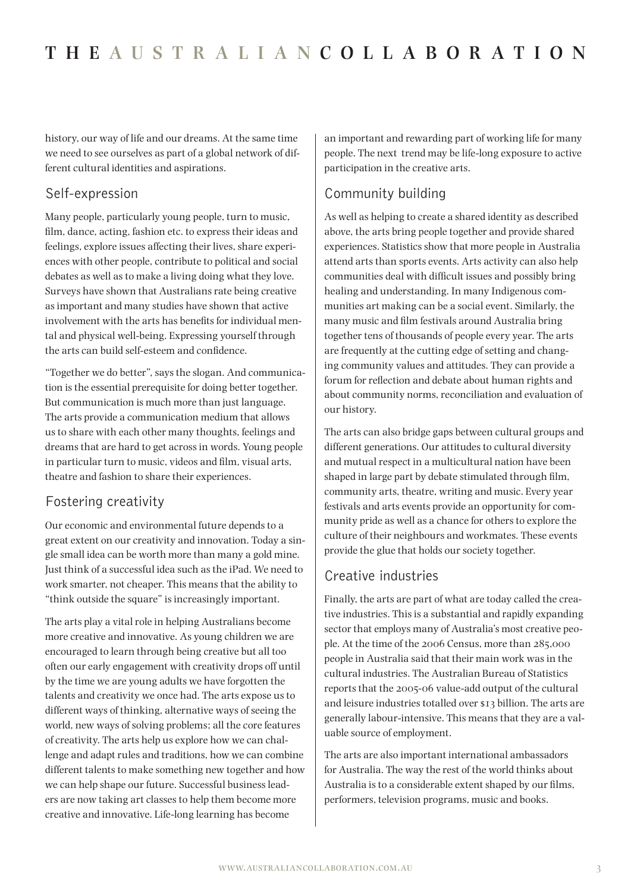history, our way of life and our dreams. At the same time we need to see ourselves as part of a global network of different cultural identities and aspirations.

## Self-expression

Many people, particularly young people, turn to music, film, dance, acting, fashion etc. to express their ideas and feelings, explore issues affecting their lives, share experiences with other people, contribute to political and social debates as well as to make a living doing what they love. Surveys have shown that Australians rate being creative as important and many studies have shown that active involvement with the arts has benefits for individual mental and physical well-being. Expressing yourself through the arts can build self-esteem and confidence.

"Together we do better", says the slogan. And communication is the essential prerequisite for doing better together. But communication is much more than just language. The arts provide a communication medium that allows us to share with each other many thoughts, feelings and dreams that are hard to get across in words. Young people in particular turn to music, videos and film, visual arts, theatre and fashion to share their experiences.

## Fostering creativity

Our economic and environmental future depends to a great extent on our creativity and innovation. Today a single small idea can be worth more than many a gold mine. Just think of a successful idea such as the iPad. We need to work smarter, not cheaper. This means that the ability to "think outside the square" is increasingly important.

The arts play a vital role in helping Australians become more creative and innovative. As young children we are encouraged to learn through being creative but all too often our early engagement with creativity drops off until by the time we are young adults we have forgotten the talents and creativity we once had. The arts expose us to different ways of thinking, alternative ways of seeing the world, new ways of solving problems; all the core features of creativity. The arts help us explore how we can challenge and adapt rules and traditions, how we can combine different talents to make something new together and how we can help shape our future. Successful business leaders are now taking art classes to help them become more creative and innovative. Life-long learning has become an important and rewarding part of working life for many people. The next trend may be life-long exposure to active participation in the creative arts.

## Community building

As well as helping to create a shared identity as described above, the arts bring people together and provide shared experiences. Statistics show that more people in Australia attend arts than sports events. Arts activity can also help communities deal with difficult issues and possibly bring healing and understanding. In many Indigenous communities art making can be a social event. Similarly, the many music and film festivals around Australia bring together tens of thousands of people every year. The arts are frequently at the cutting edge of setting and changing community values and attitudes. They can provide a forum for reflection and debate about human rights and about community norms, reconciliation and evaluation of our history.

The arts can also bridge gaps between cultural groups and different generations. Our attitudes to cultural diversity and mutual respect in a multicultural nation have been shaped in large part by debate stimulated through film, community arts, theatre, writing and music. Every year festivals and arts events provide an opportunity for community pride as well as a chance for others to explore the culture of their neighbours and workmates. These events provide the glue that holds our society together.

## Creative industries

Finally, the arts are part of what are today called the creative industries. This is a substantial and rapidly expanding sector that employs many of Australia's most creative people. At the time of the 2006 Census, more than 285,000 people in Australia said that their main work was in the cultural industries. The Australian Bureau of Statistics reports that the 2005-06 value-add output of the cultural and leisure industries totalled over $13 billion. The arts are generally labour-intensive. This means that they are a valuable source of employment.

The arts are also important international ambassadors for Australia. The way the rest of the world thinks about Australia is to a considerable extent shaped by our films, performers, television programs, music and books.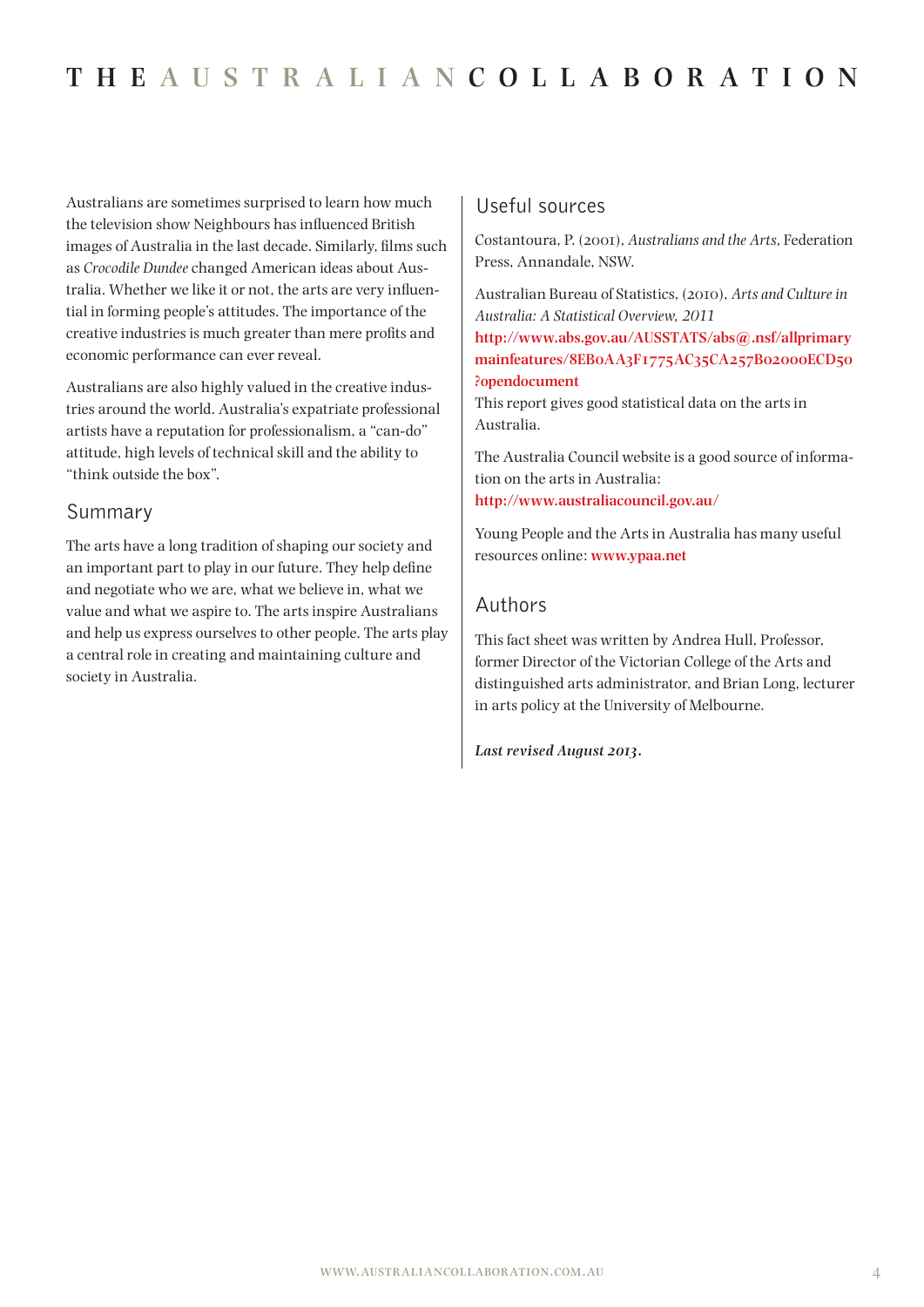Australians are sometimes surprised to learn how much the television show Neighbours has influenced British images of Australia in the last decade. Similarly, films such as *Crocodile Dundee* changed American ideas about Australia. Whether we like it or not, the arts are very influential in forming people's attitudes. The importance of the creative industries is much greater than mere profits and economic performance can ever reveal.

Australians are also highly valued in the creative industries around the world. Australia's expatriate professional artists have a reputation for professionalism, a "can-do" attitude, high levels of technical skill and the ability to "think outside the box".

## Summary

The arts have a long tradition of shaping our society and an important part to play in our future. They help define and negotiate who we are, what we believe in, what we value and what we aspire to. The arts inspire Australians and help us express ourselves to other people. The arts play a central role in creating and maintaining culture and society in Australia.

## Useful sources

Costantoura, P. (2001), *Australians and the Arts*, Federation Press, Annandale, NSW.

Australian Bureau of Statistics, (2010), *Arts and Culture in Australia: A Statistical Overview, 2011*
**http://www.abs.gov.au/AUSSTATS/abs@.nsf/allprimarymainfeatures/8EB0AA3F1775AC35CA257B02000ECD50?opendocument**
This report gives good statistical data on the arts in Australia.

The Australia Council website is a good source of information on the arts in Australia:
**http://www.australiacouncil.gov.au/**

Young People and the Arts in Australia has many useful resources online: **www.ypaa.net**

## Authors

This fact sheet was written by Andrea Hull, Professor, former Director of the Victorian College of the Arts and distinguished arts administrator, and Brian Long, lecturer in arts policy at the University of Melbourne.

***Last revised August 2013.***